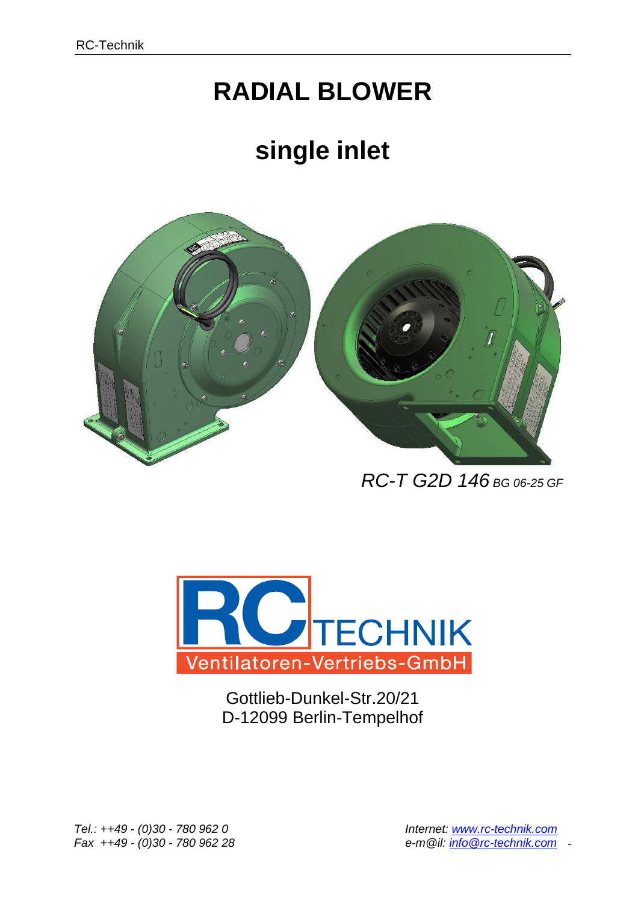# RADIAL BLOWER

## single inlet

*RC-T G2D 146 BG 06-25 GF*

RC TECHNIK
Ventilatoren-Vertriebs-GmbH

Gottlieb-Dunkel-Str.20/21
D-12099 Berlin-Tempelhof

*Tel.: ++49 - (0)30 - 780 962 0*
*Fax ++49 - (0)30 - 780 962 28*

*Internet: www.rc-technik.com*
*e-m@il: info@rc-technik.com*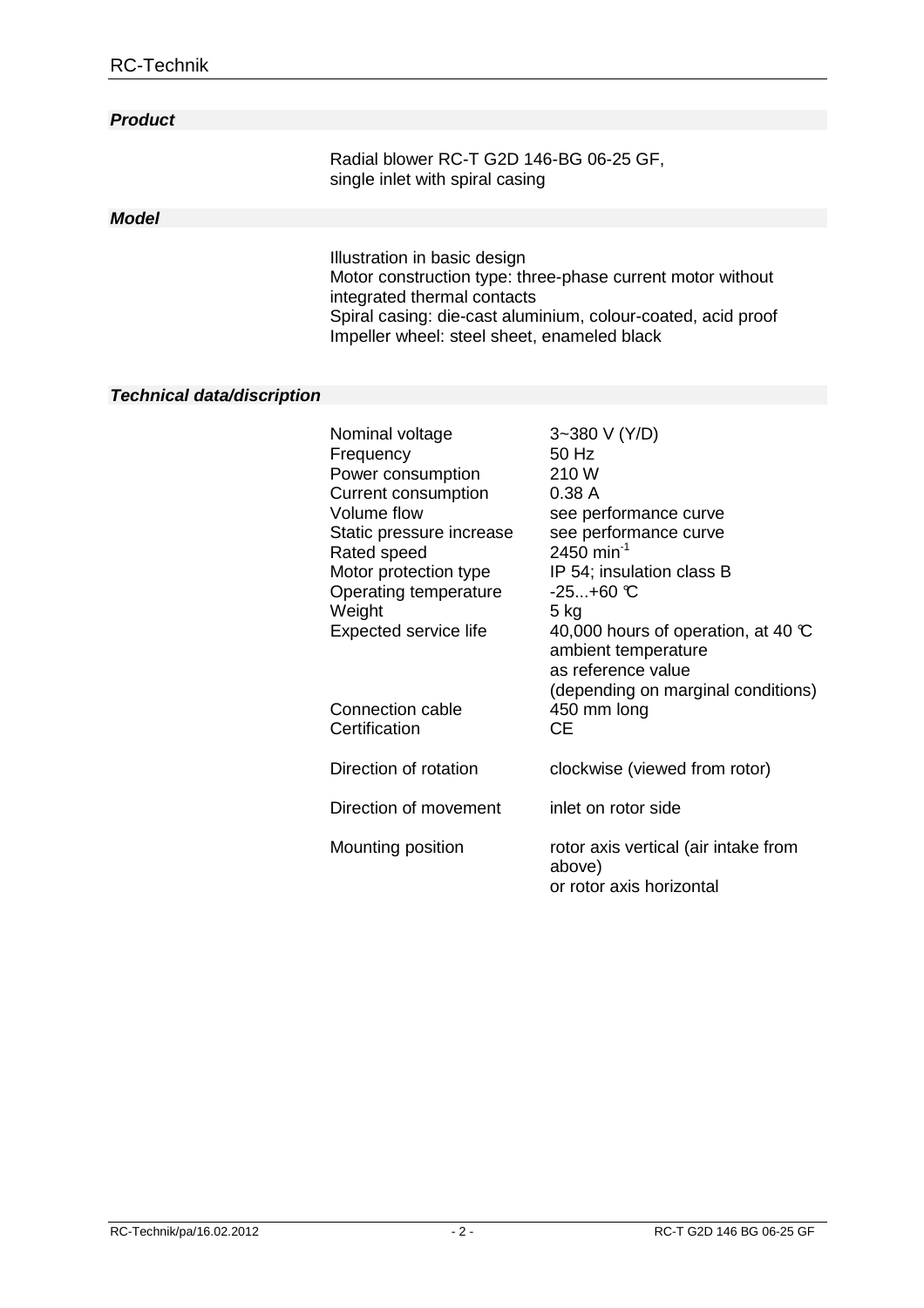## *Product*

Radial blower RC-T G2D 146-BG 06-25 GF,
single inlet with spiral casing

## *Model*

Illustration in basic design
Motor construction type: three-phase current motor without integrated thermal contacts
Spiral casing: die-cast aluminium, colour-coated, acid proof
Impeller wheel: steel sheet, enameled black

## *Technical data/discription*

| | |
|---|---|
| Nominal voltage | 3~380 V (Y/D) |
| Frequency | 50 Hz |
| Power consumption | 210 W |
| Current consumption | 0.38 A |
| Volume flow | see performance curve |
| Static pressure increase | see performance curve |
| Rated speed | 2450 $min^{-1}$ |
| Motor protection type | IP 54; insulation class B |
| Operating temperature | -25...+60 ℃ |
| Weight | 5 kg |
| Expected service life | 40,000 hours of operation, at 40 ℃ ambient temperature as reference value (depending on marginal conditions) |
| Connection cable | 450 mm long |
| Certification | CE |
| Direction of rotation | clockwise (viewed from rotor) |
| Direction of movement | inlet on rotor side |
| Mounting position | rotor axis vertical (air intake from above) or rotor axis horizontal |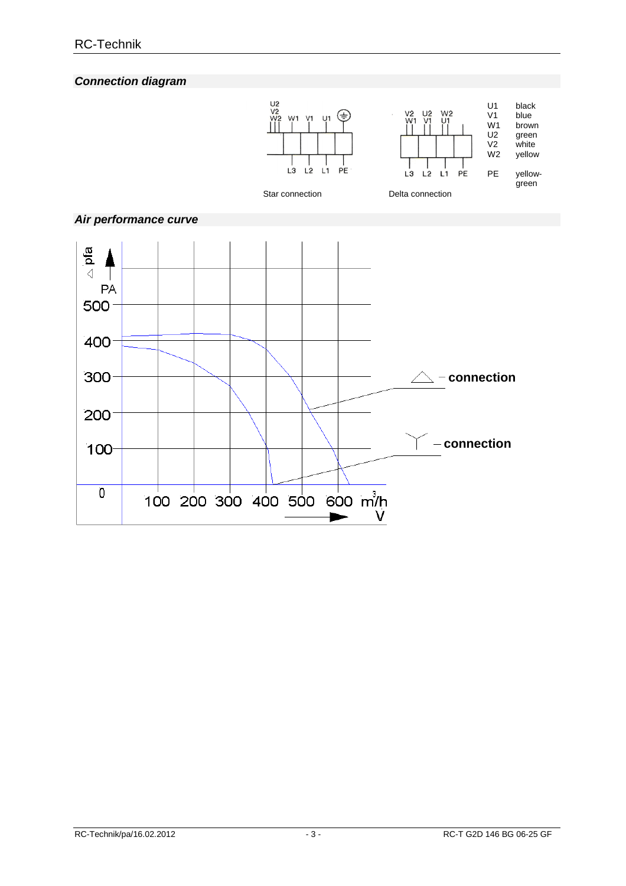## *Connection diagram*

Star connection

Delta connection

| | |
|---|---|
| U1 | black |
| V1 | blue |
| W1 | brown |
| U2 | green |
| V2 | white |
| W2 | yellow |
| PE | yellow-green |

## *Air performance curve*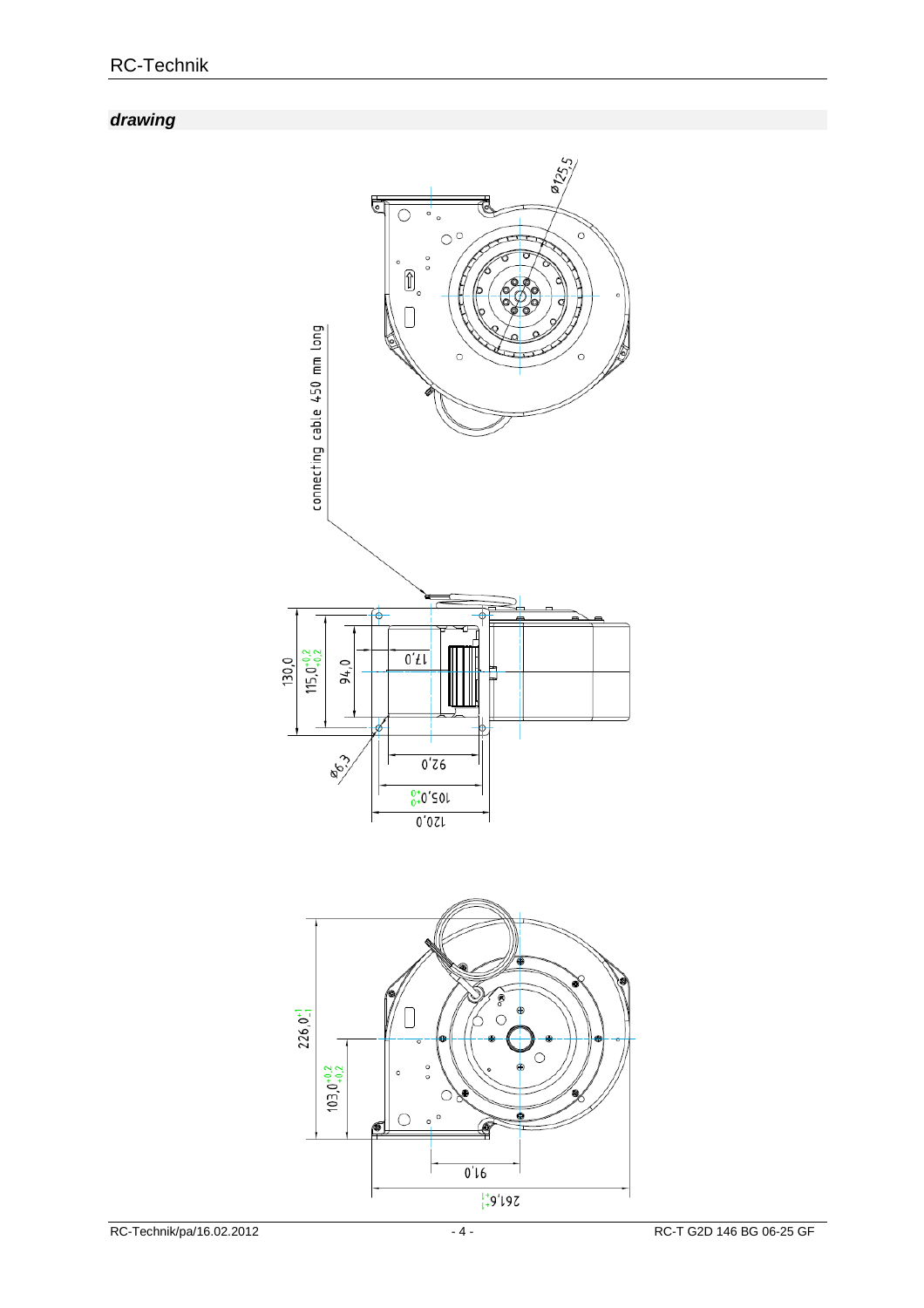***drawing***

Ø125,5

connecting cable 450 mm long

130,0

$115,0^{+0,2}_{-0,2}$

94,0

17,0

Ø6,3

92,0

$105,0^{+0}_{+0}$

120,0

$226,0^{+1}_{-1}$

$103,0^{+0,2}_{-0,2}$

91,0

$261,9^{+1}_{-1}$